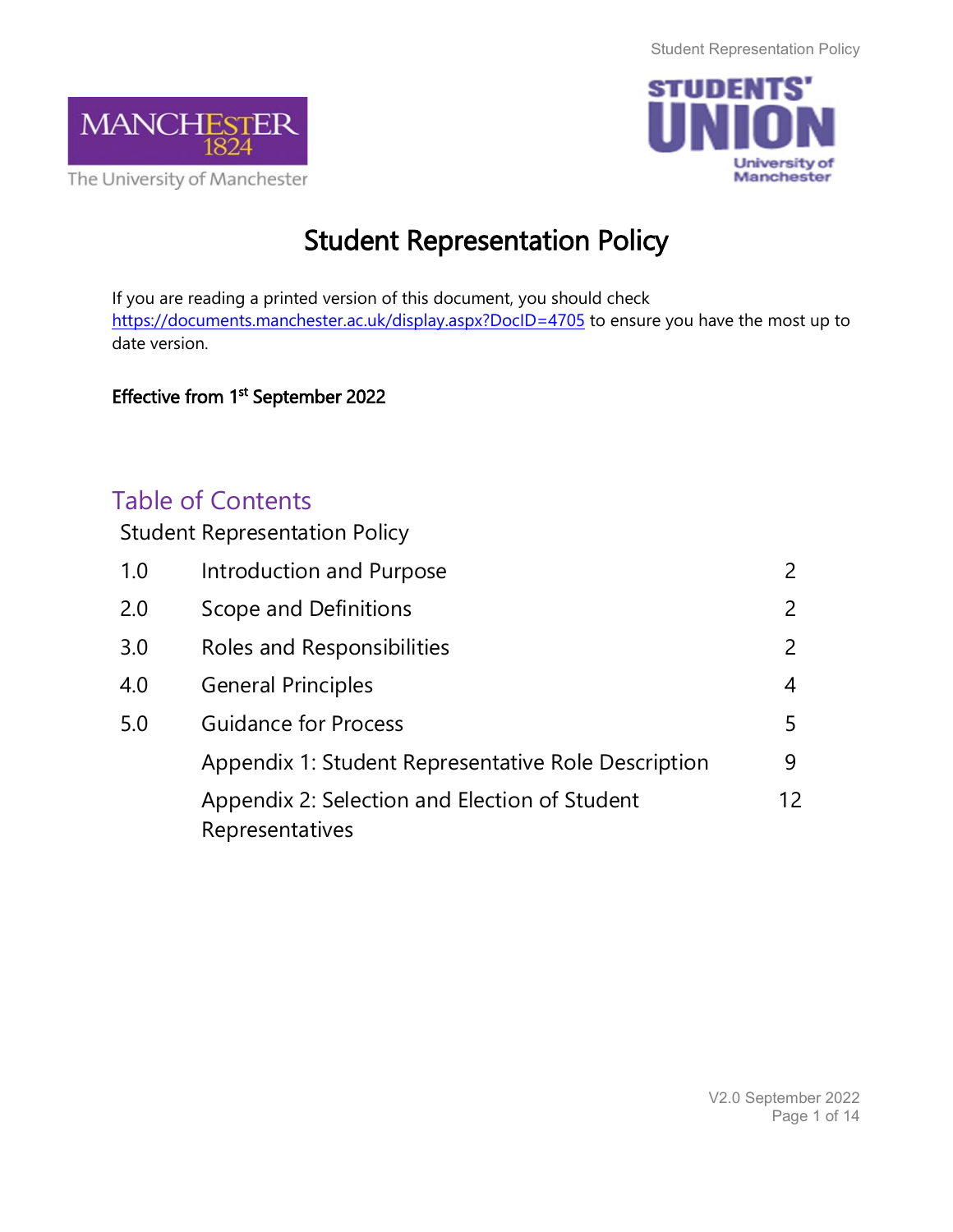# Student Representation Policy

If you are reading a printed version of this document, you should check https://documents.manchester.ac.uk/display.aspx?DocID=4705 to ensure you have the most up to date version.

**Effective from 1st September 2022**

## Table of Contents

Student Representation Policy

| | | |
|---|---|---|
| 1.0 | Introduction and Purpose | 2 |
| 2.0 | Scope and Definitions | 2 |
| 3.0 | Roles and Responsibilities | 2 |
| 4.0 | General Principles | 4 |
| 5.0 | Guidance for Process | 5 |
| | Appendix 1: Student Representative Role Description | 9 |
| | Appendix 2: Selection and Election of Student Representatives | 12 |

V2.0 September 2022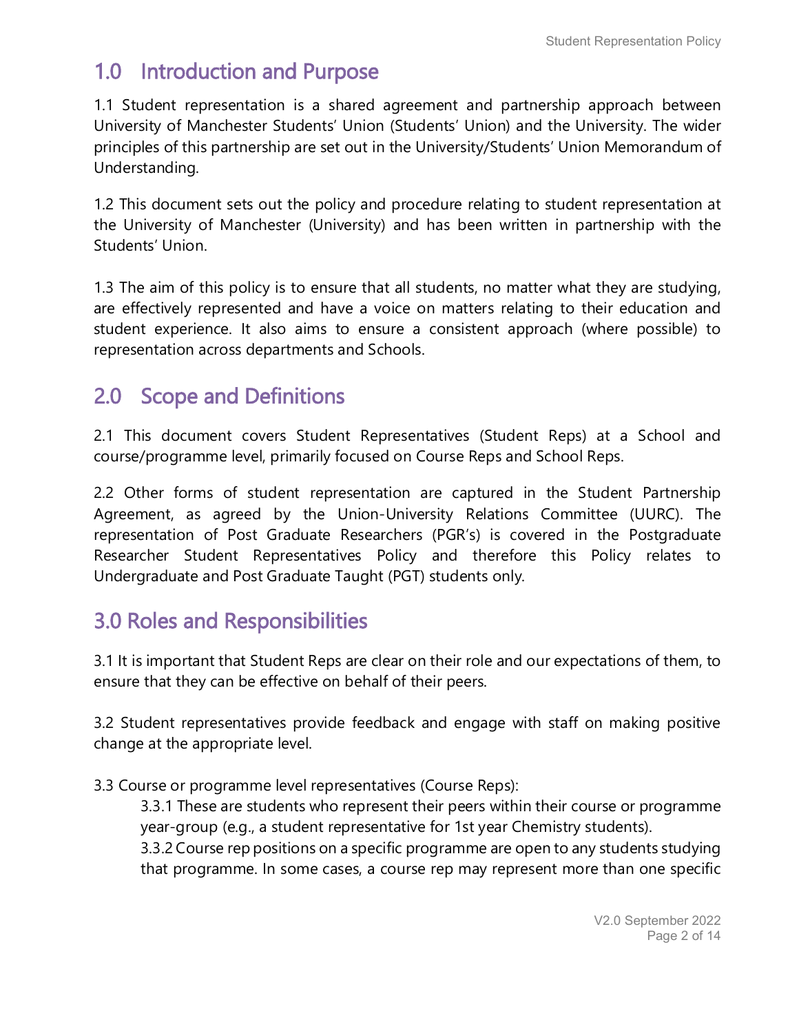## 1.0 Introduction and Purpose

1.1 Student representation is a shared agreement and partnership approach between University of Manchester Students' Union (Students' Union) and the University. The wider principles of this partnership are set out in the University/Students' Union Memorandum of Understanding.

1.2 This document sets out the policy and procedure relating to student representation at the University of Manchester (University) and has been written in partnership with the Students' Union.

1.3 The aim of this policy is to ensure that all students, no matter what they are studying, are effectively represented and have a voice on matters relating to their education and student experience. It also aims to ensure a consistent approach (where possible) to representation across departments and Schools.

## 2.0 Scope and Definitions

2.1 This document covers Student Representatives (Student Reps) at a School and course/programme level, primarily focused on Course Reps and School Reps.

2.2 Other forms of student representation are captured in the Student Partnership Agreement, as agreed by the Union-University Relations Committee (UURC). The representation of Post Graduate Researchers (PGR's) is covered in the Postgraduate Researcher Student Representatives Policy and therefore this Policy relates to Undergraduate and Post Graduate Taught (PGT) students only.

## 3.0 Roles and Responsibilities

3.1 It is important that Student Reps are clear on their role and our expectations of them, to ensure that they can be effective on behalf of their peers.

3.2 Student representatives provide feedback and engage with staff on making positive change at the appropriate level.

3.3 Course or programme level representatives (Course Reps):

3.3.1 These are students who represent their peers within their course or programme year-group (e.g., a student representative for 1st year Chemistry students).

3.3.2 Course rep positions on a specific programme are open to any students studying that programme. In some cases, a course rep may represent more than one specific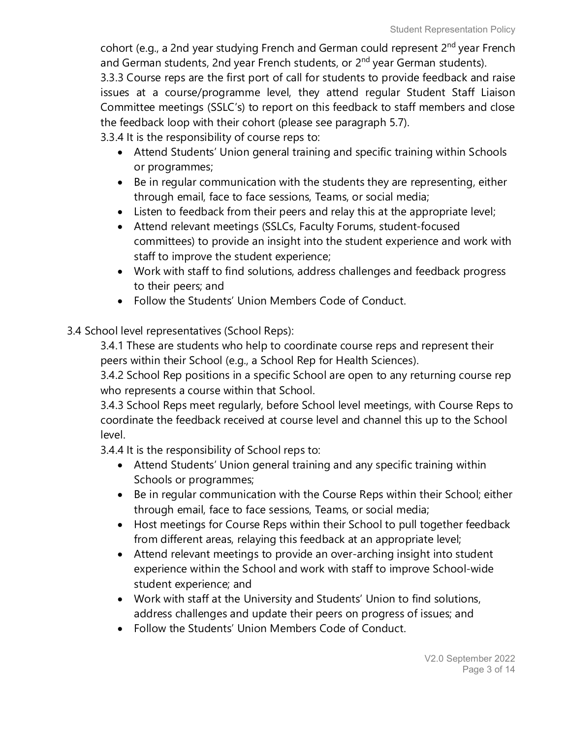cohort (e.g., a 2nd year studying French and German could represent 2nd year French and German students, 2nd year French students, or 2nd year German students).

3.3.3 Course reps are the first port of call for students to provide feedback and raise issues at a course/programme level, they attend regular Student Staff Liaison Committee meetings (SSLC's) to report on this feedback to staff members and close the feedback loop with their cohort (please see paragraph 5.7).

3.3.4 It is the responsibility of course reps to:

- Attend Students' Union general training and specific training within Schools or programmes;
- Be in regular communication with the students they are representing, either through email, face to face sessions, Teams, or social media;
- Listen to feedback from their peers and relay this at the appropriate level;
- Attend relevant meetings (SSLCs, Faculty Forums, student-focused committees) to provide an insight into the student experience and work with staff to improve the student experience;
- Work with staff to find solutions, address challenges and feedback progress to their peers; and
- Follow the Students' Union Members Code of Conduct.

3.4 School level representatives (School Reps):

3.4.1 These are students who help to coordinate course reps and represent their peers within their School (e.g., a School Rep for Health Sciences).

3.4.2 School Rep positions in a specific School are open to any returning course rep who represents a course within that School.

3.4.3 School Reps meet regularly, before School level meetings, with Course Reps to coordinate the feedback received at course level and channel this up to the School level.

3.4.4 It is the responsibility of School reps to:

- Attend Students' Union general training and any specific training within Schools or programmes;
- Be in regular communication with the Course Reps within their School; either through email, face to face sessions, Teams, or social media;
- Host meetings for Course Reps within their School to pull together feedback from different areas, relaying this feedback at an appropriate level;
- Attend relevant meetings to provide an over-arching insight into student experience within the School and work with staff to improve School-wide student experience; and
- Work with staff at the University and Students' Union to find solutions, address challenges and update their peers on progress of issues; and
- Follow the Students' Union Members Code of Conduct.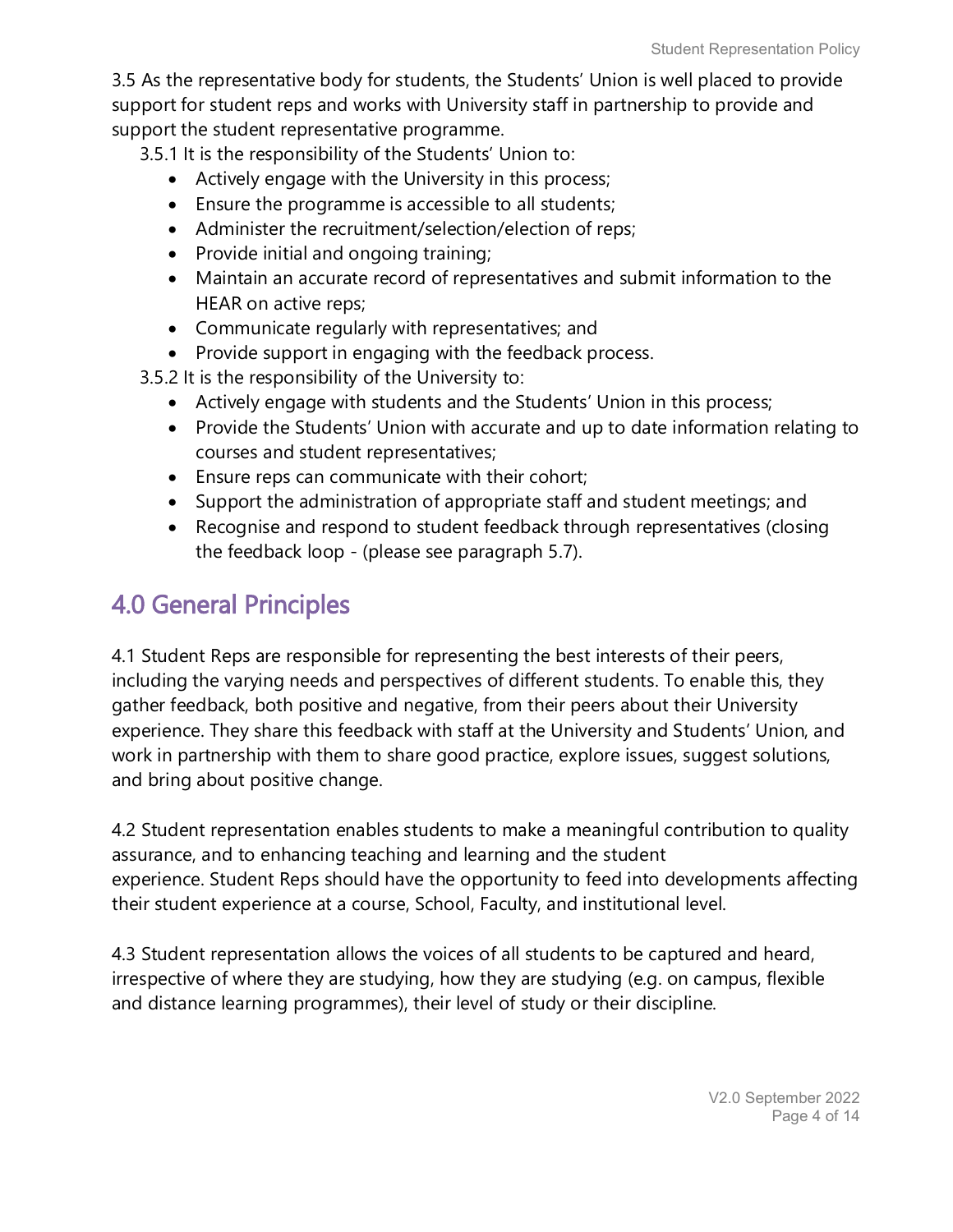3.5 As the representative body for students, the Students' Union is well placed to provide support for student reps and works with University staff in partnership to provide and support the student representative programme.

3.5.1 It is the responsibility of the Students' Union to:

- Actively engage with the University in this process;
- Ensure the programme is accessible to all students;
- Administer the recruitment/selection/election of reps;
- Provide initial and ongoing training;
- Maintain an accurate record of representatives and submit information to the HEAR on active reps;
- Communicate regularly with representatives; and
- Provide support in engaging with the feedback process.

3.5.2 It is the responsibility of the University to:

- Actively engage with students and the Students' Union in this process;
- Provide the Students' Union with accurate and up to date information relating to courses and student representatives;
- Ensure reps can communicate with their cohort;
- Support the administration of appropriate staff and student meetings; and
- Recognise and respond to student feedback through representatives (closing the feedback loop - (please see paragraph 5.7).

## 4.0 General Principles

4.1 Student Reps are responsible for representing the best interests of their peers, including the varying needs and perspectives of different students. To enable this, they gather feedback, both positive and negative, from their peers about their University experience. They share this feedback with staff at the University and Students' Union, and work in partnership with them to share good practice, explore issues, suggest solutions, and bring about positive change.

4.2 Student representation enables students to make a meaningful contribution to quality assurance, and to enhancing teaching and learning and the student experience. Student Reps should have the opportunity to feed into developments affecting their student experience at a course, School, Faculty, and institutional level.

4.3 Student representation allows the voices of all students to be captured and heard, irrespective of where they are studying, how they are studying (e.g. on campus, flexible and distance learning programmes), their level of study or their discipline.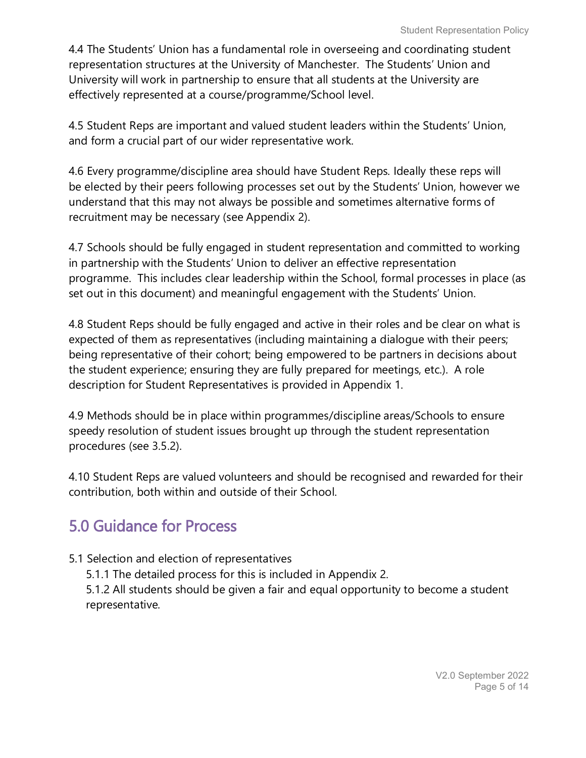4.4 The Students' Union has a fundamental role in overseeing and coordinating student representation structures at the University of Manchester. The Students' Union and University will work in partnership to ensure that all students at the University are effectively represented at a course/programme/School level.

4.5 Student Reps are important and valued student leaders within the Students' Union, and form a crucial part of our wider representative work.

4.6 Every programme/discipline area should have Student Reps. Ideally these reps will be elected by their peers following processes set out by the Students' Union, however we understand that this may not always be possible and sometimes alternative forms of recruitment may be necessary (see Appendix 2).

4.7 Schools should be fully engaged in student representation and committed to working in partnership with the Students' Union to deliver an effective representation programme. This includes clear leadership within the School, formal processes in place (as set out in this document) and meaningful engagement with the Students' Union.

4.8 Student Reps should be fully engaged and active in their roles and be clear on what is expected of them as representatives (including maintaining a dialogue with their peers; being representative of their cohort; being empowered to be partners in decisions about the student experience; ensuring they are fully prepared for meetings, etc.). A role description for Student Representatives is provided in Appendix 1.

4.9 Methods should be in place within programmes/discipline areas/Schools to ensure speedy resolution of student issues brought up through the student representation procedures (see 3.5.2).

4.10 Student Reps are valued volunteers and should be recognised and rewarded for their contribution, both within and outside of their School.

## 5.0 Guidance for Process

5.1 Selection and election of representatives

- 5.1.1 The detailed process for this is included in Appendix 2.
- 5.1.2 All students should be given a fair and equal opportunity to become a student representative.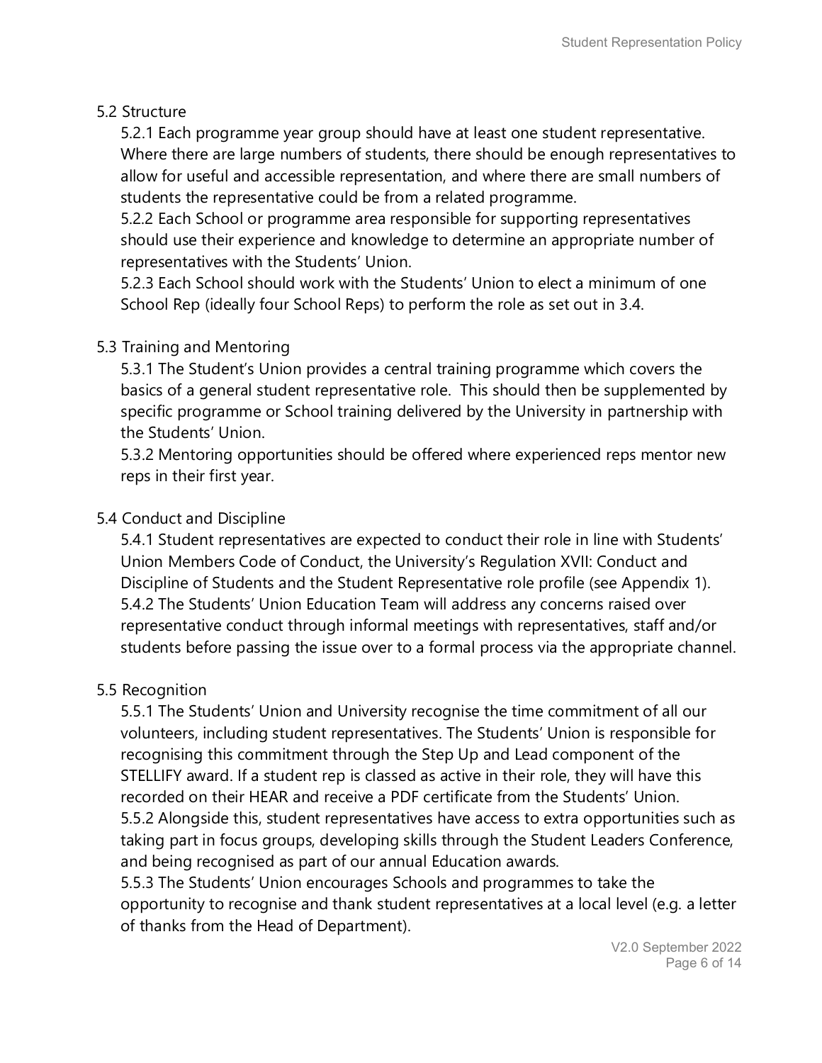### 5.2 Structure

5.2.1 Each programme year group should have at least one student representative. Where there are large numbers of students, there should be enough representatives to allow for useful and accessible representation, and where there are small numbers of students the representative could be from a related programme.

5.2.2 Each School or programme area responsible for supporting representatives should use their experience and knowledge to determine an appropriate number of representatives with the Students' Union.

5.2.3 Each School should work with the Students' Union to elect a minimum of one School Rep (ideally four School Reps) to perform the role as set out in 3.4.

### 5.3 Training and Mentoring

5.3.1 The Student's Union provides a central training programme which covers the basics of a general student representative role. This should then be supplemented by specific programme or School training delivered by the University in partnership with the Students' Union.

5.3.2 Mentoring opportunities should be offered where experienced reps mentor new reps in their first year.

### 5.4 Conduct and Discipline

5.4.1 Student representatives are expected to conduct their role in line with Students' Union Members Code of Conduct, the University's Regulation XVII: Conduct and Discipline of Students and the Student Representative role profile (see Appendix 1).

5.4.2 The Students' Union Education Team will address any concerns raised over representative conduct through informal meetings with representatives, staff and/or students before passing the issue over to a formal process via the appropriate channel.

### 5.5 Recognition

5.5.1 The Students' Union and University recognise the time commitment of all our volunteers, including student representatives. The Students' Union is responsible for recognising this commitment through the Step Up and Lead component of the STELLIFY award. If a student rep is classed as active in their role, they will have this recorded on their HEAR and receive a PDF certificate from the Students' Union.

5.5.2 Alongside this, student representatives have access to extra opportunities such as taking part in focus groups, developing skills through the Student Leaders Conference, and being recognised as part of our annual Education awards.

5.5.3 The Students' Union encourages Schools and programmes to take the opportunity to recognise and thank student representatives at a local level (e.g. a letter of thanks from the Head of Department).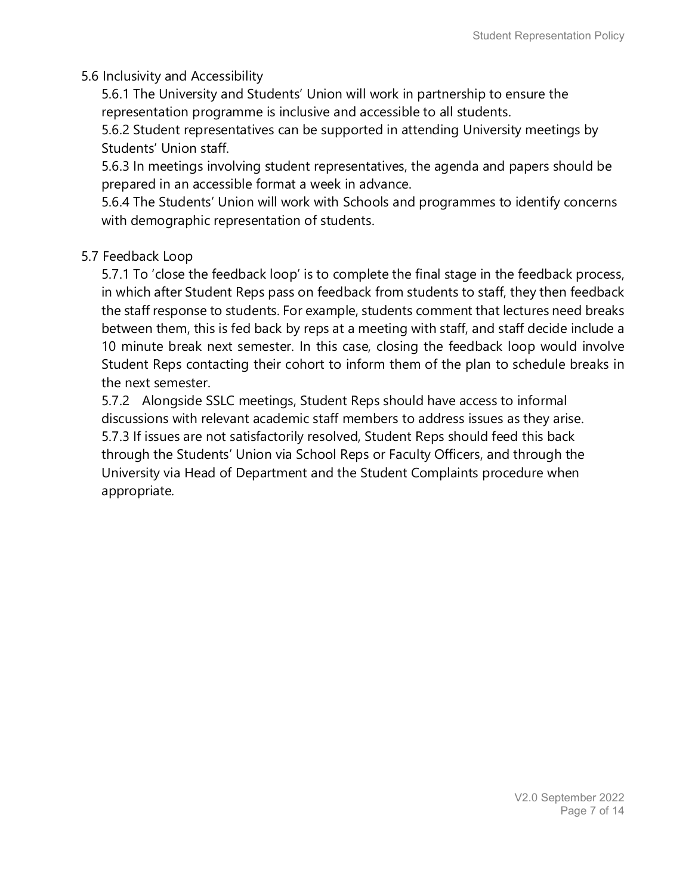### 5.6 Inclusivity and Accessibility

5.6.1 The University and Students' Union will work in partnership to ensure the representation programme is inclusive and accessible to all students.

5.6.2 Student representatives can be supported in attending University meetings by Students' Union staff.

5.6.3 In meetings involving student representatives, the agenda and papers should be prepared in an accessible format a week in advance.

5.6.4 The Students' Union will work with Schools and programmes to identify concerns with demographic representation of students.

### 5.7 Feedback Loop

5.7.1 To 'close the feedback loop' is to complete the final stage in the feedback process, in which after Student Reps pass on feedback from students to staff, they then feedback the staff response to students. For example, students comment that lectures need breaks between them, this is fed back by reps at a meeting with staff, and staff decide include a 10 minute break next semester. In this case, closing the feedback loop would involve Student Reps contacting their cohort to inform them of the plan to schedule breaks in the next semester.

5.7.2 Alongside SSLC meetings, Student Reps should have access to informal discussions with relevant academic staff members to address issues as they arise.

5.7.3 If issues are not satisfactorily resolved, Student Reps should feed this back through the Students' Union via School Reps or Faculty Officers, and through the University via Head of Department and the Student Complaints procedure when appropriate.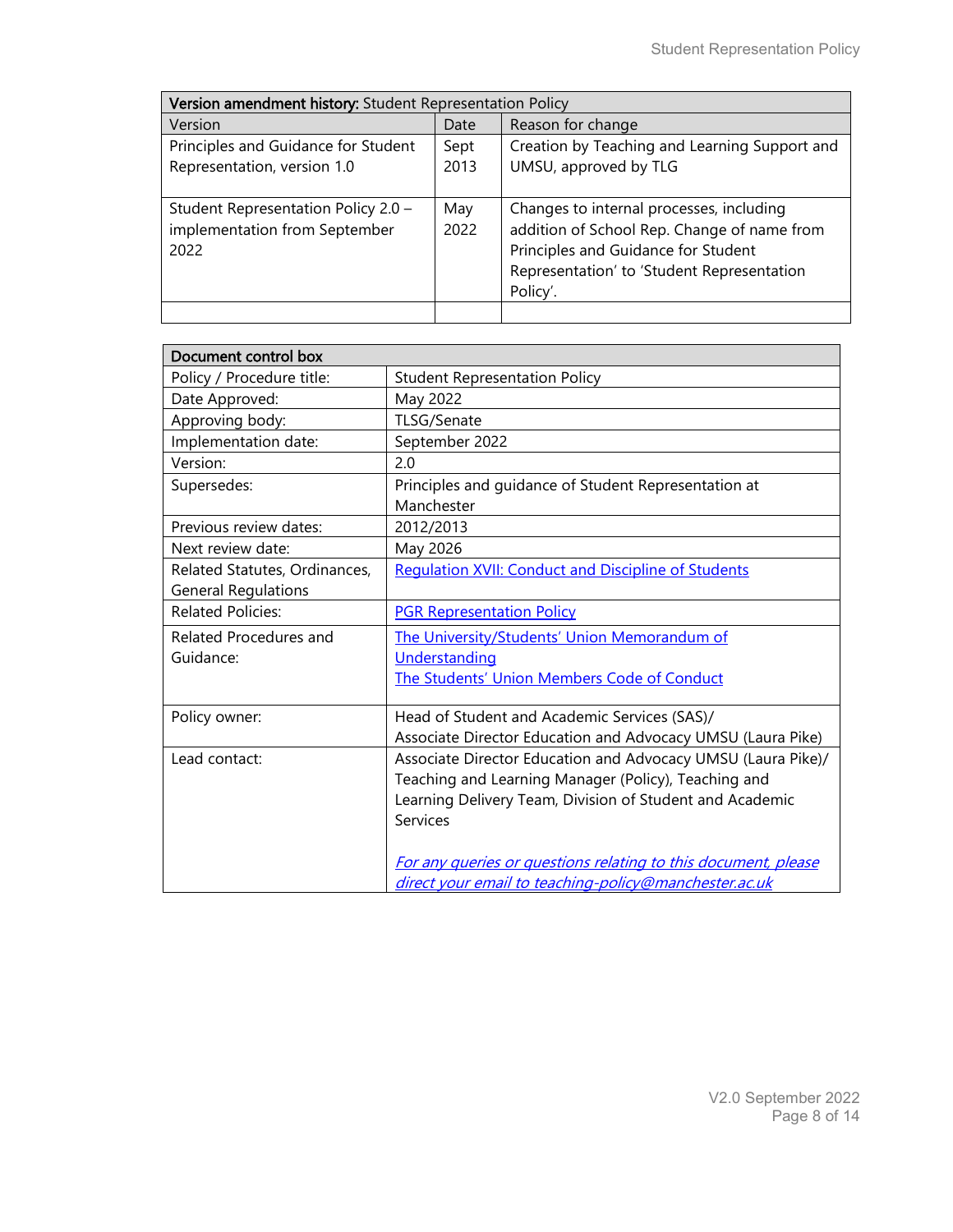| **Version amendment history:** Student Representation Policy | | |
|---|---|---|
| Version | Date | Reason for change |
| Principles and Guidance for Student Representation, version 1.0 | Sept 2013 | Creation by Teaching and Learning Support and UMSU, approved by TLG |
| Student Representation Policy 2.0 – implementation from September 2022 | May 2022 | Changes to internal processes, including addition of School Rep. Change of name from Principles and Guidance for Student Representation' to 'Student Representation Policy'. |
| | | |

| **Document control box** | |
|---|---|
| Policy / Procedure title: | Student Representation Policy |
| Date Approved: | May 2022 |
| Approving body: | TLSG/Senate |
| Implementation date: | September 2022 |
| Version: | 2.0 |
| Supersedes: | Principles and guidance of Student Representation at Manchester |
| Previous review dates: | 2012/2013 |
| Next review date: | May 2026 |
| Related Statutes, Ordinances, General Regulations | Regulation XVII: Conduct and Discipline of Students |
| Related Policies: | PGR Representation Policy |
| Related Procedures and Guidance: | The University/Students' Union Memorandum of Understanding<br>The Students' Union Members Code of Conduct |
| Policy owner: | Head of Student and Academic Services (SAS)/<br>Associate Director Education and Advocacy UMSU (Laura Pike) |
| Lead contact: | Associate Director Education and Advocacy UMSU (Laura Pike)/<br>Teaching and Learning Manager (Policy), Teaching and Learning Delivery Team, Division of Student and Academic Services<br><br>*For any queries or questions relating to this document, please direct your email to teaching-policy@manchester.ac.uk* |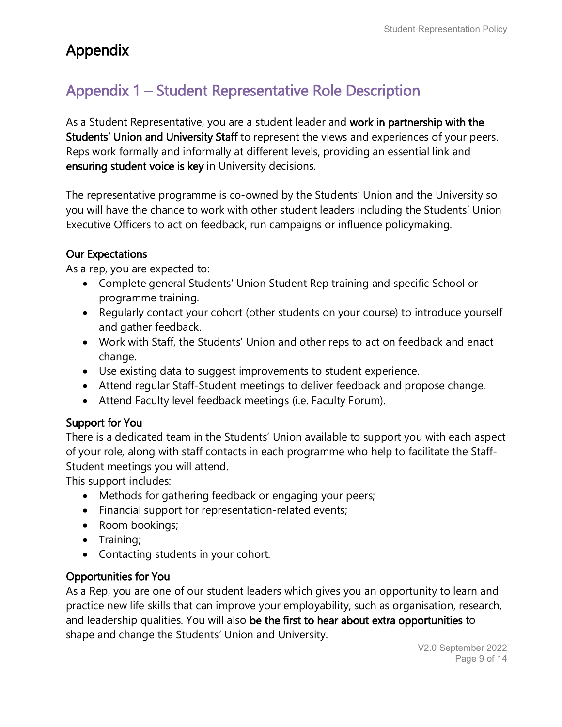# Appendix

## Appendix 1 – Student Representative Role Description

As a Student Representative, you are a student leader and **work in partnership with the Students' Union and University Staff** to represent the views and experiences of your peers. Reps work formally and informally at different levels, providing an essential link and **ensuring student voice is key** in University decisions.

The representative programme is co-owned by the Students' Union and the University so you will have the chance to work with other student leaders including the Students' Union Executive Officers to act on feedback, run campaigns or influence policymaking.

### Our Expectations

As a rep, you are expected to:

- Complete general Students' Union Student Rep training and specific School or programme training.
- Regularly contact your cohort (other students on your course) to introduce yourself and gather feedback.
- Work with Staff, the Students' Union and other reps to act on feedback and enact change.
- Use existing data to suggest improvements to student experience.
- Attend regular Staff-Student meetings to deliver feedback and propose change.
- Attend Faculty level feedback meetings (i.e. Faculty Forum).

### Support for You

There is a dedicated team in the Students' Union available to support you with each aspect of your role, along with staff contacts in each programme who help to facilitate the Staff-Student meetings you will attend.

This support includes:

- Methods for gathering feedback or engaging your peers;
- Financial support for representation-related events;
- Room bookings;
- Training;
- Contacting students in your cohort.

### Opportunities for You

As a Rep, you are one of our student leaders which gives you an opportunity to learn and practice new life skills that can improve your employability, such as organisation, research, and leadership qualities. You will also **be the first to hear about extra opportunities** to shape and change the Students' Union and University.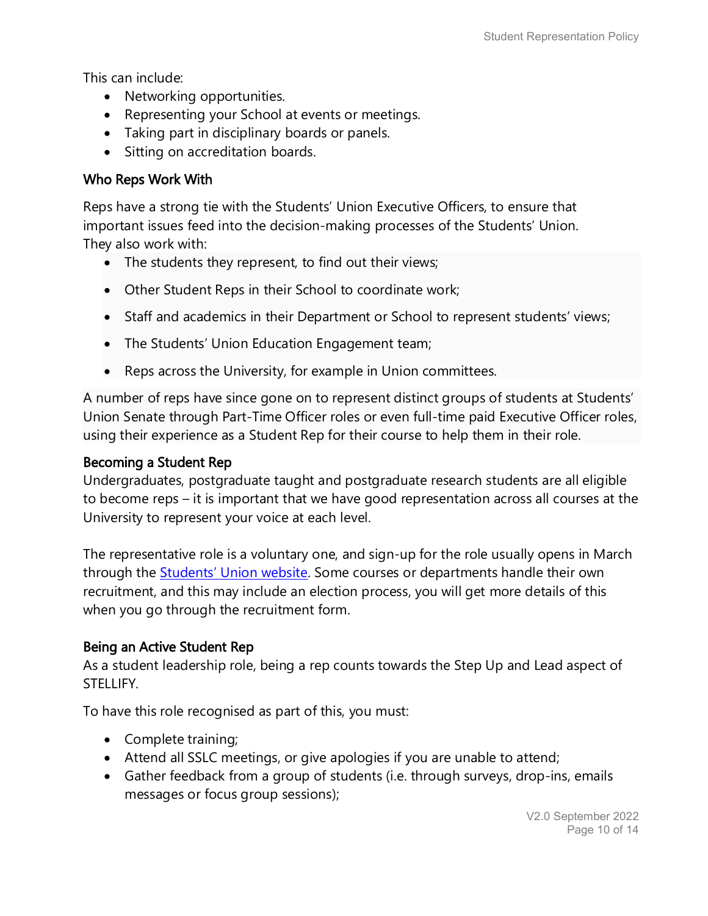This can include:

- Networking opportunities.
- Representing your School at events or meetings.
- Taking part in disciplinary boards or panels.
- Sitting on accreditation boards.

### Who Reps Work With

Reps have a strong tie with the Students' Union Executive Officers, to ensure that important issues feed into the decision-making processes of the Students' Union. They also work with:

- The students they represent, to find out their views;
- Other Student Reps in their School to coordinate work;
- Staff and academics in their Department or School to represent students' views;
- The Students' Union Education Engagement team;
- Reps across the University, for example in Union committees.

A number of reps have since gone on to represent distinct groups of students at Students' Union Senate through Part-Time Officer roles or even full-time paid Executive Officer roles, using their experience as a Student Rep for their course to help them in their role.

### Becoming a Student Rep

Undergraduates, postgraduate taught and postgraduate research students are all eligible to become reps – it is important that we have good representation across all courses at the University to represent your voice at each level.

The representative role is a voluntary one, and sign-up for the role usually opens in March through the [Students' Union website](). Some courses or departments handle their own recruitment, and this may include an election process, you will get more details of this when you go through the recruitment form.

### Being an Active Student Rep

As a student leadership role, being a rep counts towards the Step Up and Lead aspect of STELLIFY.

To have this role recognised as part of this, you must:

- Complete training;
- Attend all SSLC meetings, or give apologies if you are unable to attend;
- Gather feedback from a group of students (i.e. through surveys, drop-ins, emails messages or focus group sessions);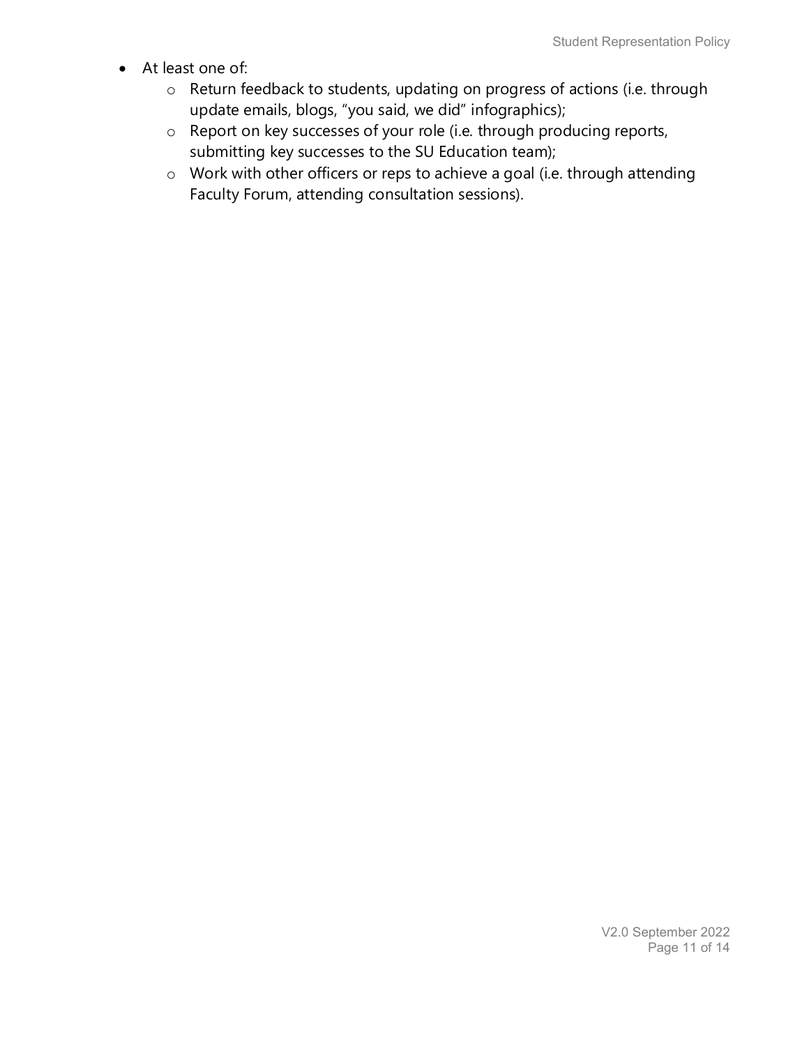- At least one of:
    - Return feedback to students, updating on progress of actions (i.e. through update emails, blogs, "you said, we did" infographics);
    - Report on key successes of your role (i.e. through producing reports, submitting key successes to the SU Education team);
    - Work with other officers or reps to achieve a goal (i.e. through attending Faculty Forum, attending consultation sessions).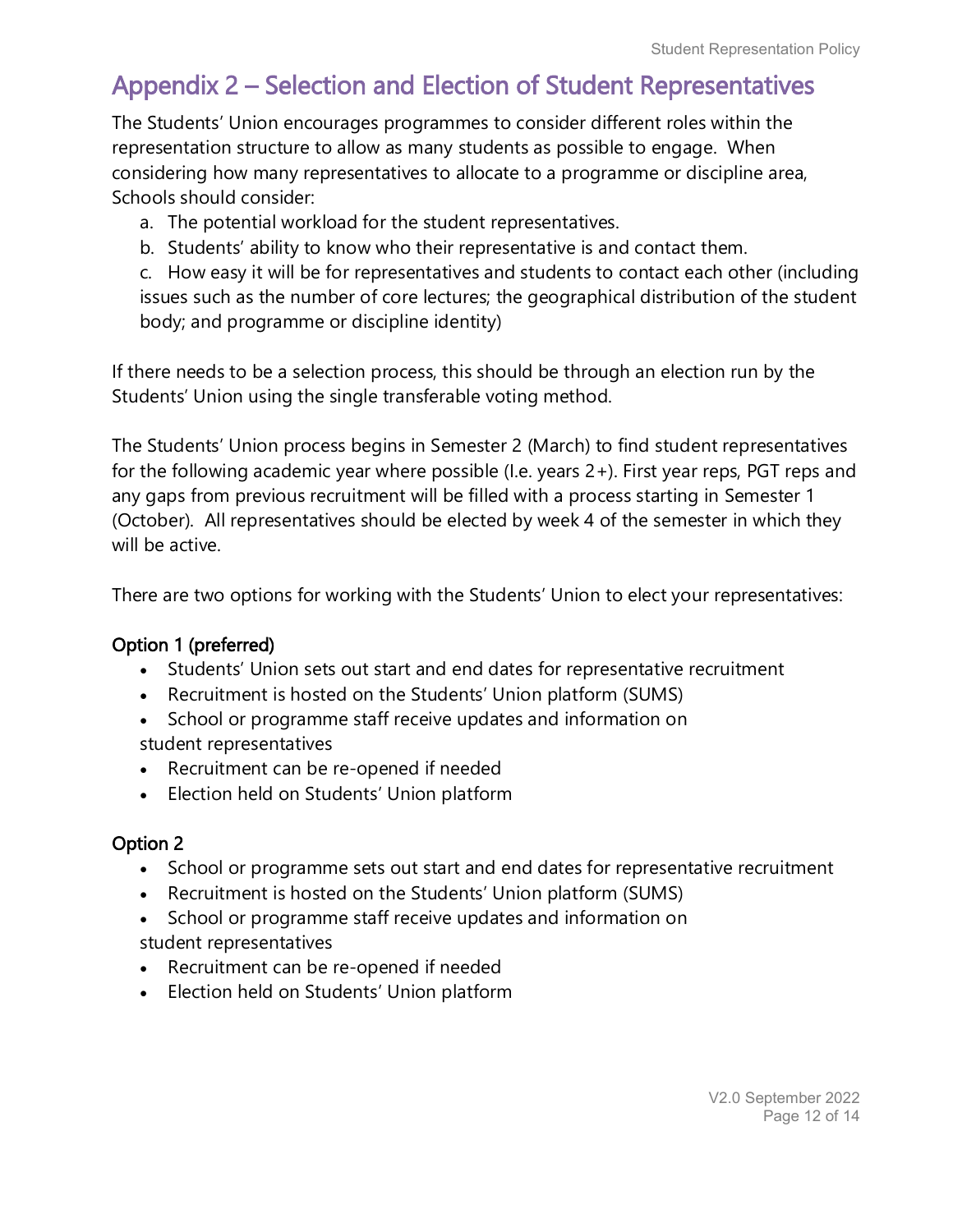# Appendix 2 – Selection and Election of Student Representatives

The Students' Union encourages programmes to consider different roles within the representation structure to allow as many students as possible to engage. When considering how many representatives to allocate to a programme or discipline area, Schools should consider:

a. The potential workload for the student representatives.
b. Students' ability to know who their representative is and contact them.
c. How easy it will be for representatives and students to contact each other (including issues such as the number of core lectures; the geographical distribution of the student body; and programme or discipline identity)

If there needs to be a selection process, this should be through an election run by the Students' Union using the single transferable voting method.

The Students' Union process begins in Semester 2 (March) to find student representatives for the following academic year where possible (I.e. years 2+). First year reps, PGT reps and any gaps from previous recruitment will be filled with a process starting in Semester 1 (October). All representatives should be elected by week 4 of the semester in which they will be active.

There are two options for working with the Students' Union to elect your representatives:

**Option 1 (preferred)**

- Students' Union sets out start and end dates for representative recruitment
- Recruitment is hosted on the Students' Union platform (SUMS)
- School or programme staff receive updates and information on student representatives
- Recruitment can be re-opened if needed
- Election held on Students' Union platform

**Option 2**

- School or programme sets out start and end dates for representative recruitment
- Recruitment is hosted on the Students' Union platform (SUMS)
- School or programme staff receive updates and information on student representatives
- Recruitment can be re-opened if needed
- Election held on Students' Union platform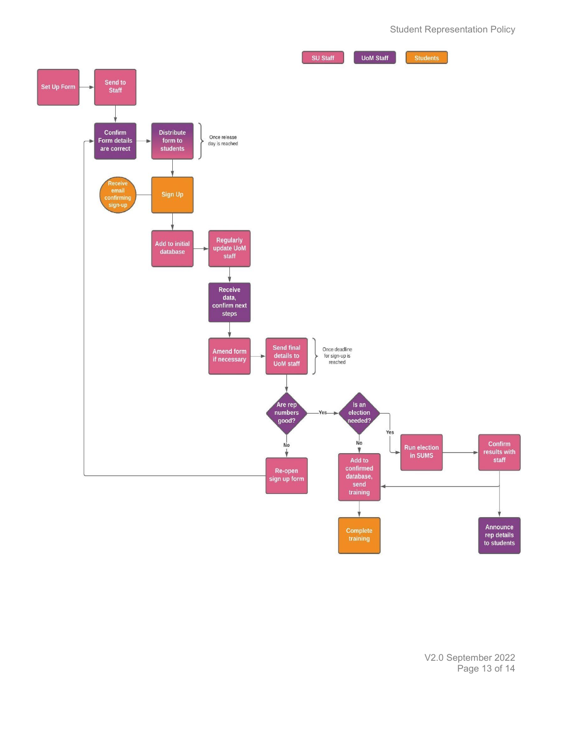SU Staff | UoM Staff | Students

Set Up Form → Send to Staff

Confirm Form details are correct → Distribute form to students (Once release day is reached)

Receive email confirming sign-up — Sign Up

Add to initial database → Regularly update UoM staff

Receive data, confirm next steps

Amend form if necessary → Send final details to UoM staff (Once deadline for sign-up is reached)

Are rep numbers good? — Yes → Is an election needed?

No → Re-open sign up form

Is an election needed? — Yes → Run election in SUMS → Confirm results with staff

No → Add to confirmed database, send training

Complete training

Announce rep details to students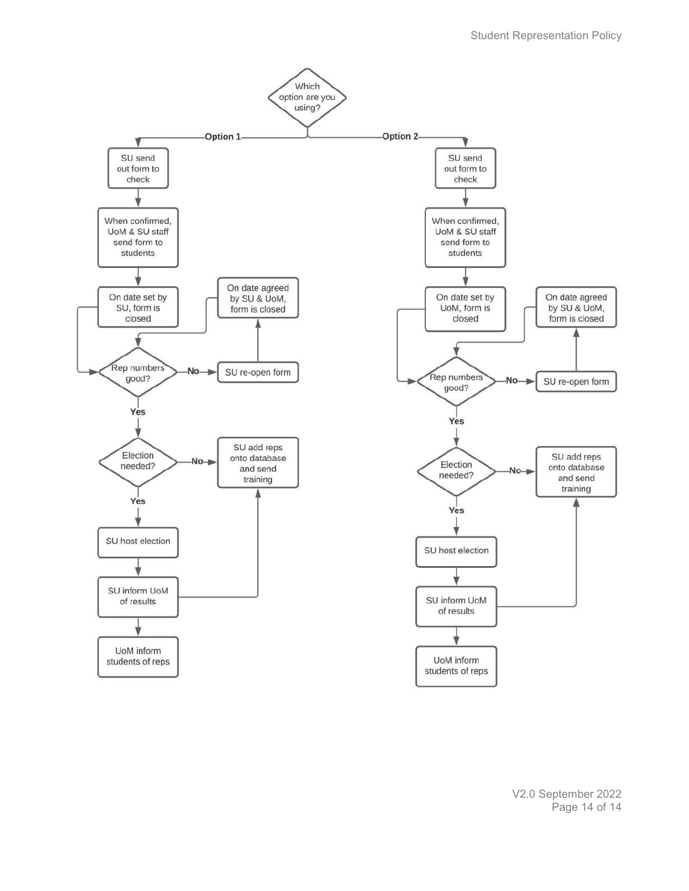Which option are you using?

Option 1

SU send out form to check

When confirmed, UoM & SU staff send form to students

On date set by SU, form is closed

Rep numbers good?

No

SU re-open form

On date agreed by SU & UoM, form is closed

Yes

Election needed?

No

SU add reps onto database and send training

Yes

SU host election

SU inform UoM of results

UoM inform students of reps

Option 2

SU send out form to check

When confirmed, UoM & SU staff send form to students

On date set by UoM, form is closed

Rep numbers good?

No

SU re-open form

On date agreed by SU & UoM, form is closed

Yes

Election needed?

No

SU add reps onto database and send training

Yes

SU host election

SU inform UoM of results

UoM inform students of reps